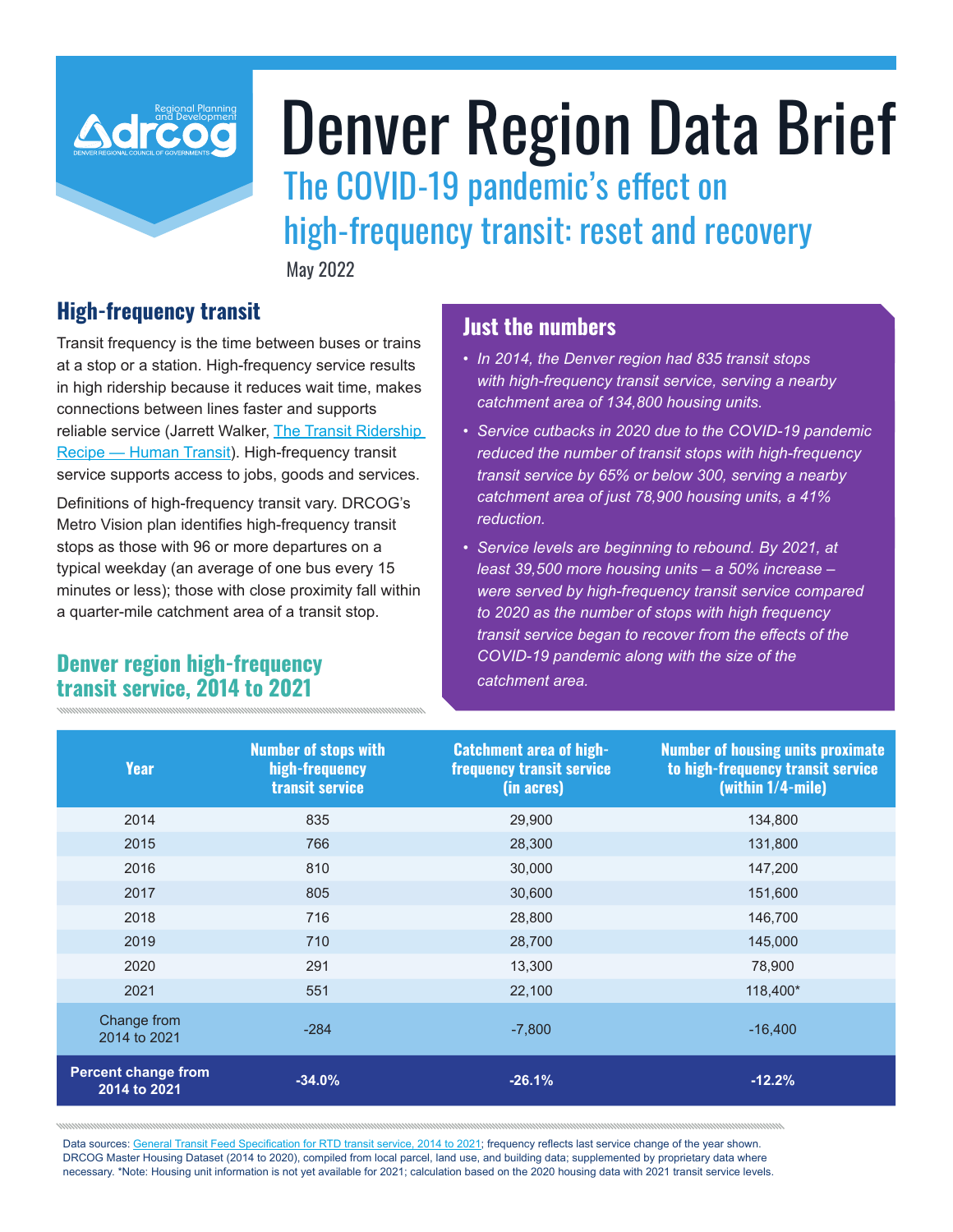# Denver Region Data Brief

## The COVID-19 pandemic's effect on high-frequency transit: reset and recovery

May 2022

## High-frequency transit

Transit frequency is the time between buses or trains at a stop or a station. High-frequency service results in high ridership because it reduces wait time, makes connections between lines faster and supports reliable service (Jarrett Walker, [The Transit Ridership Recipe — Human Transit](#)). High-frequency transit service supports access to jobs, goods and services.

Definitions of high-frequency transit vary. DRCOG's Metro Vision plan identifies high-frequency transit stops as those with 96 or more departures on a typical weekday (an average of one bus every 15 minutes or less); those with close proximity fall within a quarter-mile catchment area of a transit stop.

## Just the numbers

- *In 2014, the Denver region had 835 transit stops with high-frequency transit service, serving a nearby catchment area of 134,800 housing units.*
- *Service cutbacks in 2020 due to the COVID-19 pandemic reduced the number of transit stops with high-frequency transit service by 65% or below 300, serving a nearby catchment area of just 78,900 housing units, a 41% reduction.*
- *Service levels are beginning to rebound. By 2021, at least 39,500 more housing units – a 50% increase – were served by high-frequency transit service compared to 2020 as the number of stops with high frequency transit service began to recover from the effects of the COVID-19 pandemic along with the size of the catchment area.*

## Denver region high-frequency transit service, 2014 to 2021

| Year | Number of stops with high-frequency transit service | Catchment area of high-frequency transit service (in acres) | Number of housing units proximate to high-frequency transit service (within 1/4-mile) |
|---|---|---|---|
| 2014 | 835 | 29,900 | 134,800 |
| 2015 | 766 | 28,300 | 131,800 |
| 2016 | 810 | 30,000 | 147,200 |
| 2017 | 805 | 30,600 | 151,600 |
| 2018 | 716 | 28,800 | 146,700 |
| 2019 | 710 | 28,700 | 145,000 |
| 2020 | 291 | 13,300 | 78,900 |
| 2021 | 551 | 22,100 | 118,400* |
| Change from 2014 to 2021 | -284 | -7,800 | -16,400 |
| **Percent change from 2014 to 2021** | **-34.0%** | **-26.1%** | **-12.2%** |

Data sources: [General Transit Feed Specification for RTD transit service, 2014 to 2021](#); frequency reflects last service change of the year shown. DRCOG Master Housing Dataset (2014 to 2020), compiled from local parcel, land use, and building data; supplemented by proprietary data where necessary. *Note: Housing unit information is not yet available for 2021; calculation based on the 2020 housing data with 2021 transit service levels.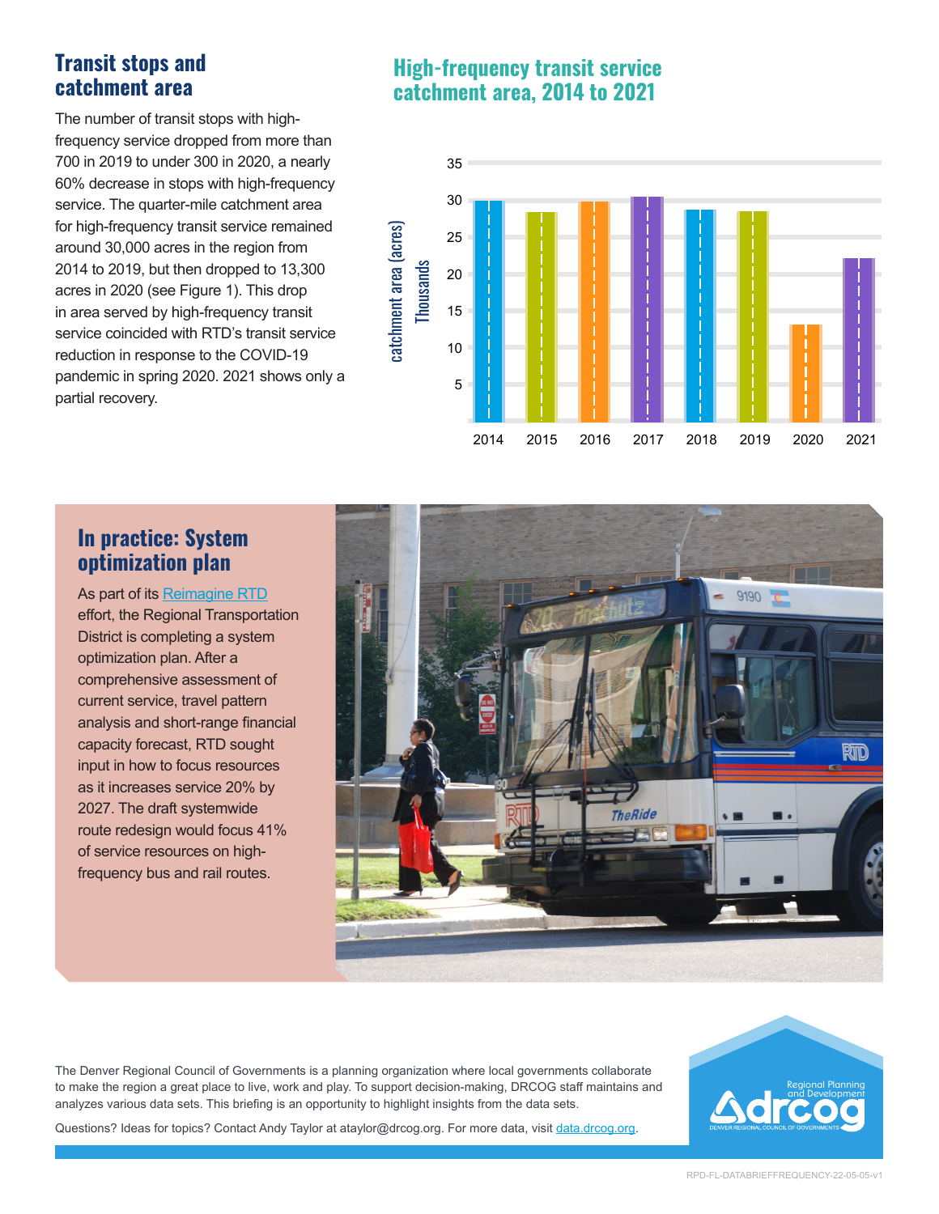## Transit stops and catchment area

The number of transit stops with high-frequency service dropped from more than 700 in 2019 to under 300 in 2020, a nearly 60% decrease in stops with high-frequency service. The quarter-mile catchment area for high-frequency transit service remained around 30,000 acres in the region from 2014 to 2019, but then dropped to 13,300 acres in 2020 (see Figure 1). This drop in area served by high-frequency transit service coincided with RTD's transit service reduction in response to the COVID-19 pandemic in spring 2020. 2021 shows only a partial recovery.

## High-frequency transit service catchment area, 2014 to 2021

catchment area (acres)
Thousands

35
30
25
20
15
10
5

2014 2015 2016 2017 2018 2019 2020 2021

## In practice: System optimization plan

As part of its Reimagine RTD effort, the Regional Transportation District is completing a system optimization plan. After a comprehensive assessment of current service, travel pattern analysis and short-range financial capacity forecast, RTD sought input in how to focus resources as it increases service 20% by 2027. The draft systemwide route redesign would focus 41% of service resources on high-frequency bus and rail routes.

The Denver Regional Council of Governments is a planning organization where local governments collaborate to make the region a great place to live, work and play. To support decision-making, DRCOG staff maintains and analyzes various data sets. This briefing is an opportunity to highlight insights from the data sets.

Questions? Ideas for topics? Contact Andy Taylor at ataylor@drcog.org. For more data, visit data.drcog.org.

Regional Planning and Development
drcog
DENVER REGIONAL COUNCIL OF GOVERNMENTS

RPD-FL-DATABRIEFFREQUENCY-22-05-05-v1